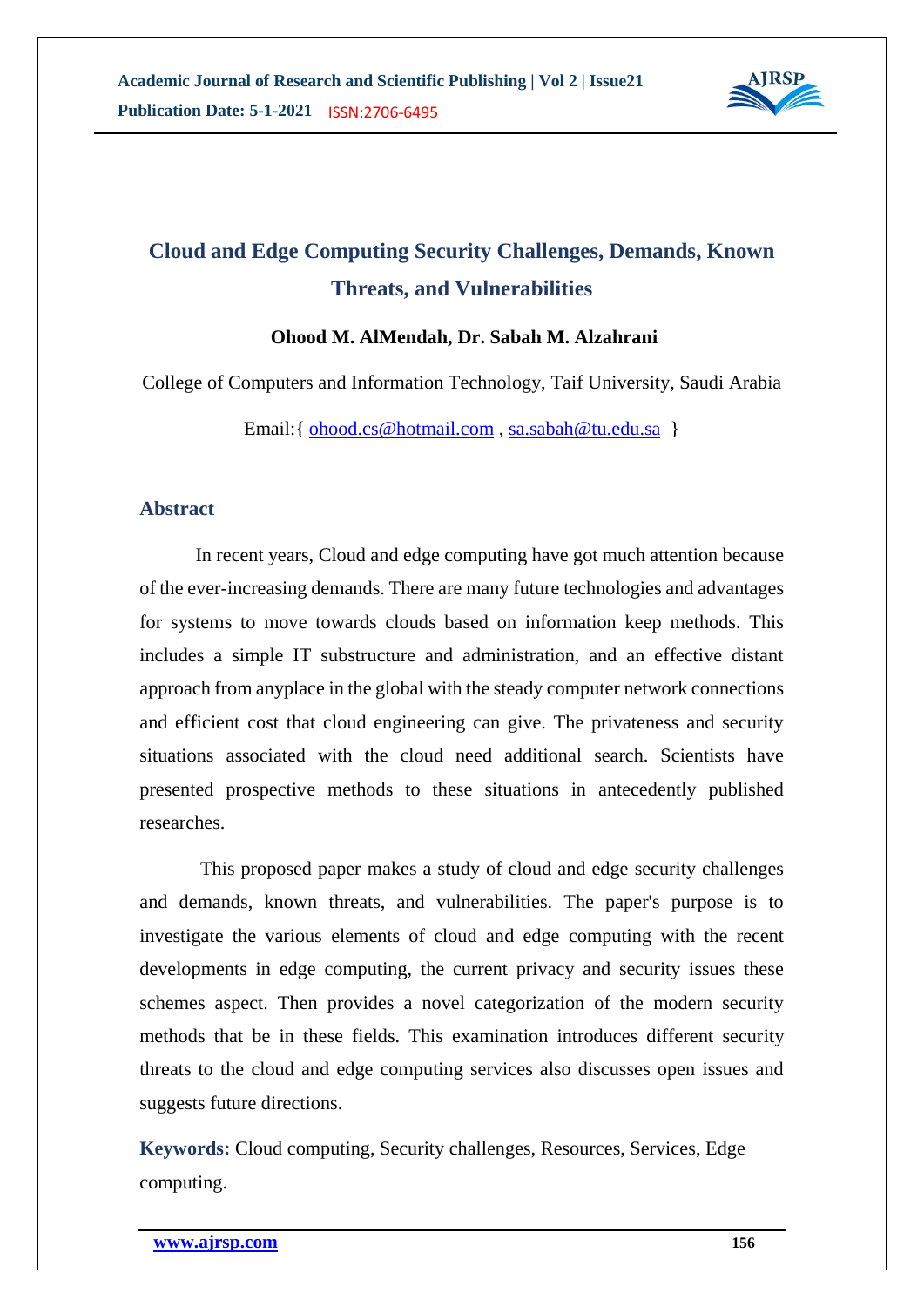# Cloud and Edge Computing Security Challenges, Demands, Known Threats, and Vulnerabilities

**Ohood M. AlMendah, Dr. Sabah M. Alzahrani**

College of Computers and Information Technology, Taif University, Saudi Arabia

Email:{ ohood.cs@hotmail.com , sa.sabah@tu.edu.sa }

## Abstract

In recent years, Cloud and edge computing have got much attention because of the ever-increasing demands. There are many future technologies and advantages for systems to move towards clouds based on information keep methods. This includes a simple IT substructure and administration, and an effective distant approach from anyplace in the global with the steady computer network connections and efficient cost that cloud engineering can give. The privateness and security situations associated with the cloud need additional search. Scientists have presented prospective methods to these situations in antecedently published researches.

This proposed paper makes a study of cloud and edge security challenges and demands, known threats, and vulnerabilities. The paper's purpose is to investigate the various elements of cloud and edge computing with the recent developments in edge computing, the current privacy and security issues these schemes aspect. Then provides a novel categorization of the modern security methods that be in these fields. This examination introduces different security threats to the cloud and edge computing services also discusses open issues and suggests future directions.

**Keywords:** Cloud computing, Security challenges, Resources, Services, Edge computing.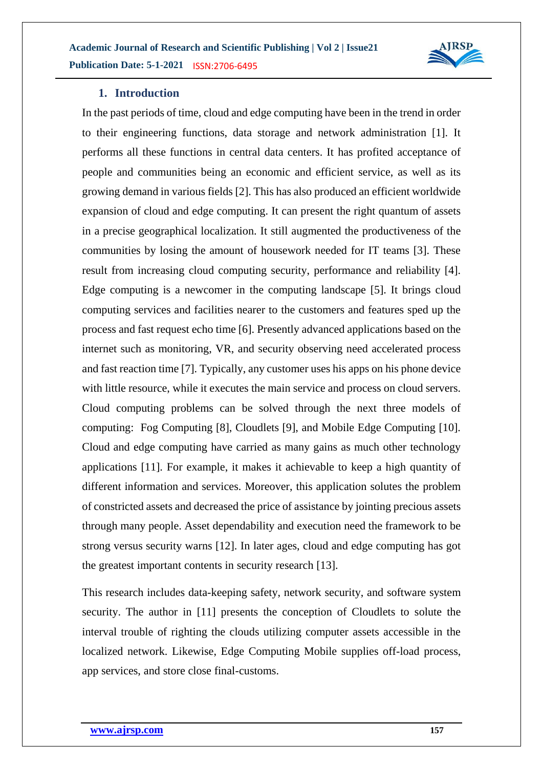## 1. Introduction

In the past periods of time, cloud and edge computing have been in the trend in order to their engineering functions, data storage and network administration [1]. It performs all these functions in central data centers. It has profited acceptance of people and communities being an economic and efficient service, as well as its growing demand in various fields [2]. This has also produced an efficient worldwide expansion of cloud and edge computing. It can present the right quantum of assets in a precise geographical localization. It still augmented the productiveness of the communities by losing the amount of housework needed for IT teams [3]. These result from increasing cloud computing security, performance and reliability [4]. Edge computing is a newcomer in the computing landscape [5]. It brings cloud computing services and facilities nearer to the customers and features sped up the process and fast request echo time [6]. Presently advanced applications based on the internet such as monitoring, VR, and security observing need accelerated process and fast reaction time [7]. Typically, any customer uses his apps on his phone device with little resource, while it executes the main service and process on cloud servers. Cloud computing problems can be solved through the next three models of computing: Fog Computing [8], Cloudlets [9], and Mobile Edge Computing [10]. Cloud and edge computing have carried as many gains as much other technology applications [11]. For example, it makes it achievable to keep a high quantity of different information and services. Moreover, this application solutes the problem of constricted assets and decreased the price of assistance by jointing precious assets through many people. Asset dependability and execution need the framework to be strong versus security warns [12]. In later ages, cloud and edge computing has got the greatest important contents in security research [13].

This research includes data-keeping safety, network security, and software system security. The author in [11] presents the conception of Cloudlets to solute the interval trouble of righting the clouds utilizing computer assets accessible in the localized network. Likewise, Edge Computing Mobile supplies off-load process, app services, and store close final-customs.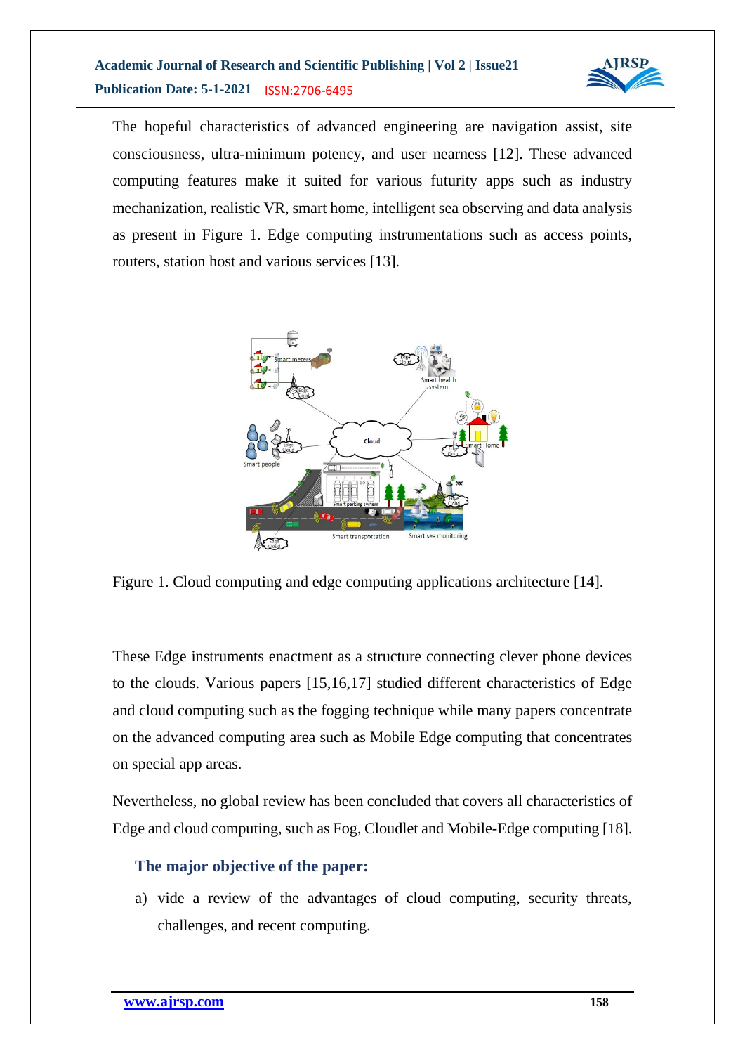The hopeful characteristics of advanced engineering are navigation assist, site consciousness, ultra-minimum potency, and user nearness [12]. These advanced computing features make it suited for various futurity apps such as industry mechanization, realistic VR, smart home, intelligent sea observing and data analysis as present in Figure 1. Edge computing instrumentations such as access points, routers, station host and various services [13].

Figure 1. Cloud computing and edge computing applications architecture [14].

These Edge instruments enactment as a structure connecting clever phone devices to the clouds. Various papers [15,16,17] studied different characteristics of Edge and cloud computing such as the fogging technique while many papers concentrate on the advanced computing area such as Mobile Edge computing that concentrates on special app areas.

Nevertheless, no global review has been concluded that covers all characteristics of Edge and cloud computing, such as Fog, Cloudlet and Mobile-Edge computing [18].

## The major objective of the paper:

a) vide a review of the advantages of cloud computing, security threats, challenges, and recent computing.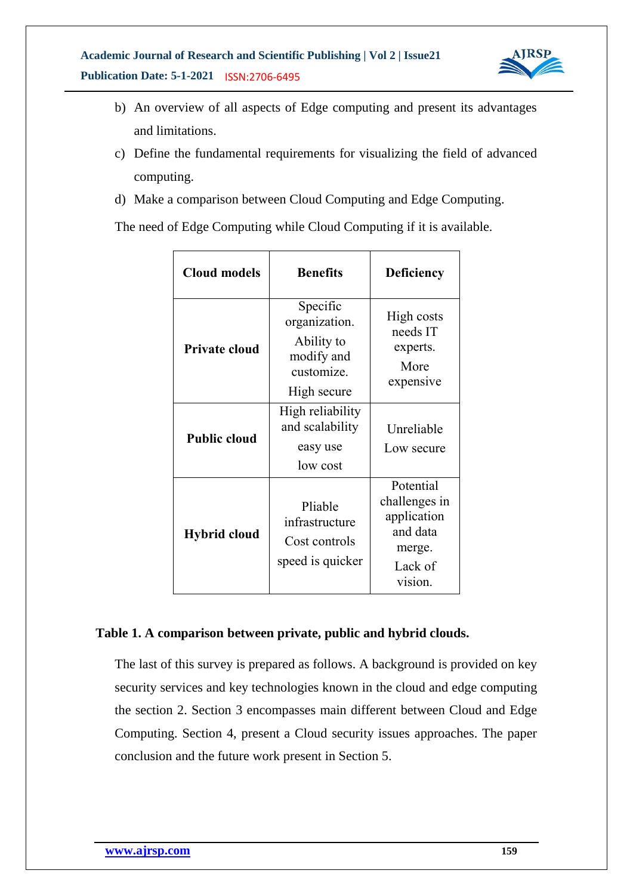b) An overview of all aspects of Edge computing and present its advantages and limitations.

c) Define the fundamental requirements for visualizing the field of advanced computing.

d) Make a comparison between Cloud Computing and Edge Computing.

The need of Edge Computing while Cloud Computing if it is available.

| Cloud models | Benefits | Deficiency |
|---|---|---|
| **Private cloud** | Specific organization. Ability to modify and customize. High secure | High costs needs IT experts. More expensive |
| **Public cloud** | High reliability and scalability easy use low cost | Unreliable Low secure |
| **Hybrid cloud** | Pliable infrastructure Cost controls speed is quicker | Potential challenges in application and data merge. Lack of vision. |

**Table 1. A comparison between private, public and hybrid clouds.**

The last of this survey is prepared as follows. A background is provided on key security services and key technologies known in the cloud and edge computing the section 2. Section 3 encompasses main different between Cloud and Edge Computing. Section 4, present a Cloud security issues approaches. The paper conclusion and the future work present in Section 5.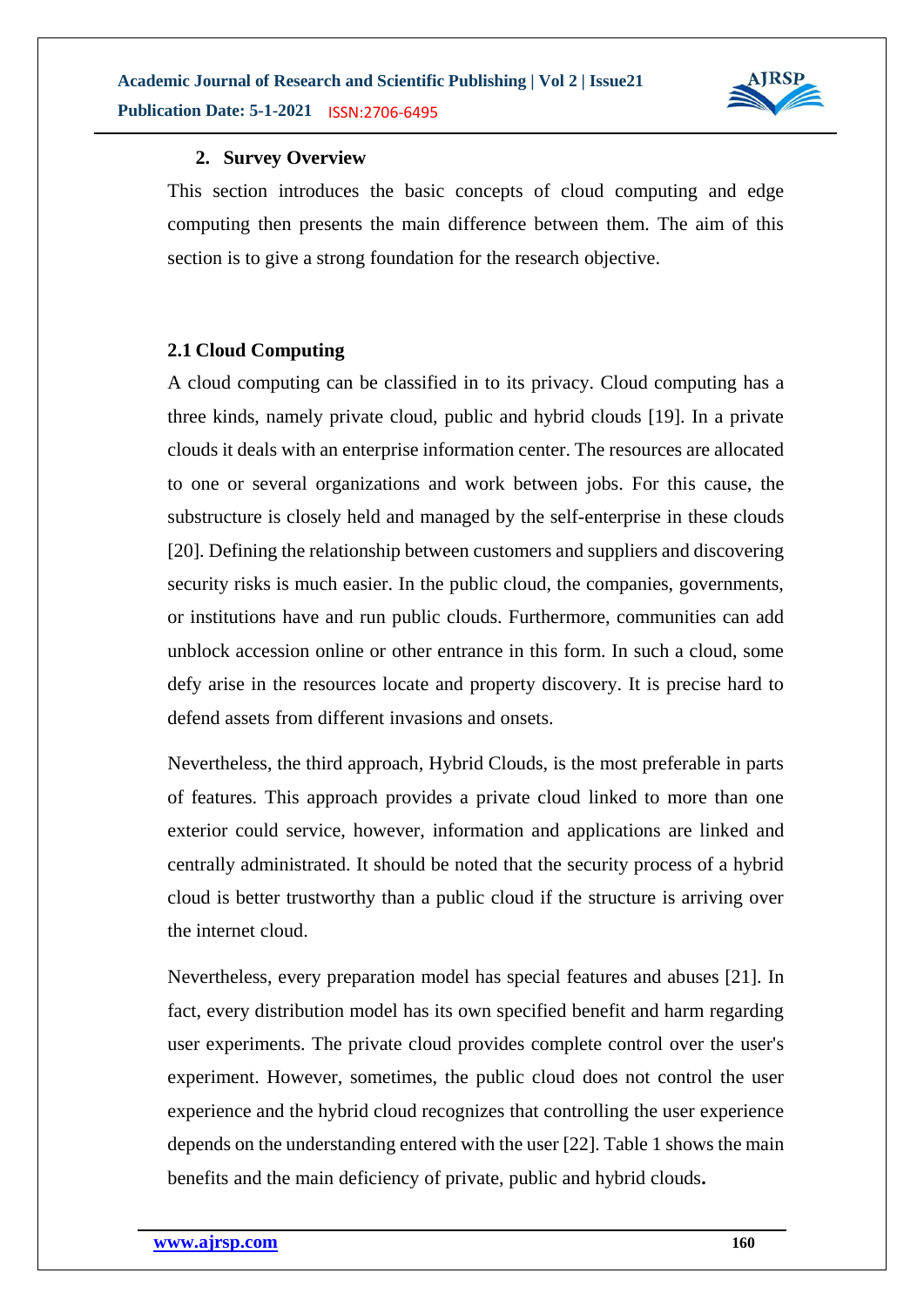## 2. Survey Overview

This section introduces the basic concepts of cloud computing and edge computing then presents the main difference between them. The aim of this section is to give a strong foundation for the research objective.

### 2.1 Cloud Computing

A cloud computing can be classified in to its privacy. Cloud computing has a three kinds, namely private cloud, public and hybrid clouds [19]. In a private clouds it deals with an enterprise information center. The resources are allocated to one or several organizations and work between jobs. For this cause, the substructure is closely held and managed by the self-enterprise in these clouds [20]. Defining the relationship between customers and suppliers and discovering security risks is much easier. In the public cloud, the companies, governments, or institutions have and run public clouds. Furthermore, communities can add unblock accession online or other entrance in this form. In such a cloud, some defy arise in the resources locate and property discovery. It is precise hard to defend assets from different invasions and onsets.

Nevertheless, the third approach, Hybrid Clouds, is the most preferable in parts of features. This approach provides a private cloud linked to more than one exterior could service, however, information and applications are linked and centrally administrated. It should be noted that the security process of a hybrid cloud is better trustworthy than a public cloud if the structure is arriving over the internet cloud.

Nevertheless, every preparation model has special features and abuses [21]. In fact, every distribution model has its own specified benefit and harm regarding user experiments. The private cloud provides complete control over the user's experiment. However, sometimes, the public cloud does not control the user experience and the hybrid cloud recognizes that controlling the user experience depends on the understanding entered with the user [22]. Table 1 shows the main benefits and the main deficiency of private, public and hybrid clouds**.**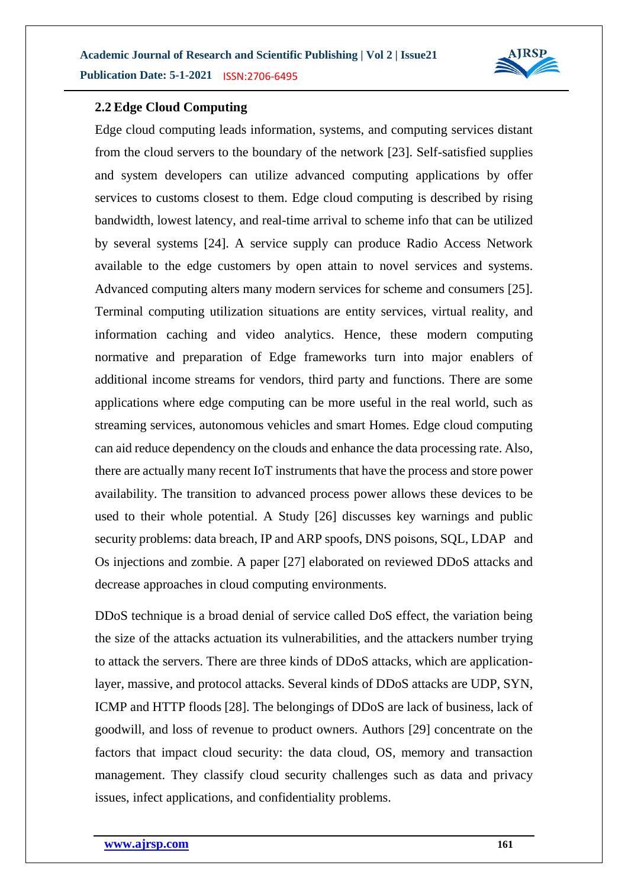### 2.2 Edge Cloud Computing

Edge cloud computing leads information, systems, and computing services distant from the cloud servers to the boundary of the network [23]. Self-satisfied supplies and system developers can utilize advanced computing applications by offer services to customs closest to them. Edge cloud computing is described by rising bandwidth, lowest latency, and real-time arrival to scheme info that can be utilized by several systems [24]. A service supply can produce Radio Access Network available to the edge customers by open attain to novel services and systems. Advanced computing alters many modern services for scheme and consumers [25]. Terminal computing utilization situations are entity services, virtual reality, and information caching and video analytics. Hence, these modern computing normative and preparation of Edge frameworks turn into major enablers of additional income streams for vendors, third party and functions. There are some applications where edge computing can be more useful in the real world, such as streaming services, autonomous vehicles and smart Homes. Edge cloud computing can aid reduce dependency on the clouds and enhance the data processing rate. Also, there are actually many recent IoT instruments that have the process and store power availability. The transition to advanced process power allows these devices to be used to their whole potential. A Study [26] discusses key warnings and public security problems: data breach, IP and ARP spoofs, DNS poisons, SQL, LDAP and Os injections and zombie. A paper [27] elaborated on reviewed DDoS attacks and decrease approaches in cloud computing environments.

DDoS technique is a broad denial of service called DoS effect, the variation being the size of the attacks actuation its vulnerabilities, and the attackers number trying to attack the servers. There are three kinds of DDoS attacks, which are application-layer, massive, and protocol attacks. Several kinds of DDoS attacks are UDP, SYN, ICMP and HTTP floods [28]. The belongings of DDoS are lack of business, lack of goodwill, and loss of revenue to product owners. Authors [29] concentrate on the factors that impact cloud security: the data cloud, OS, memory and transaction management. They classify cloud security challenges such as data and privacy issues, infect applications, and confidentiality problems.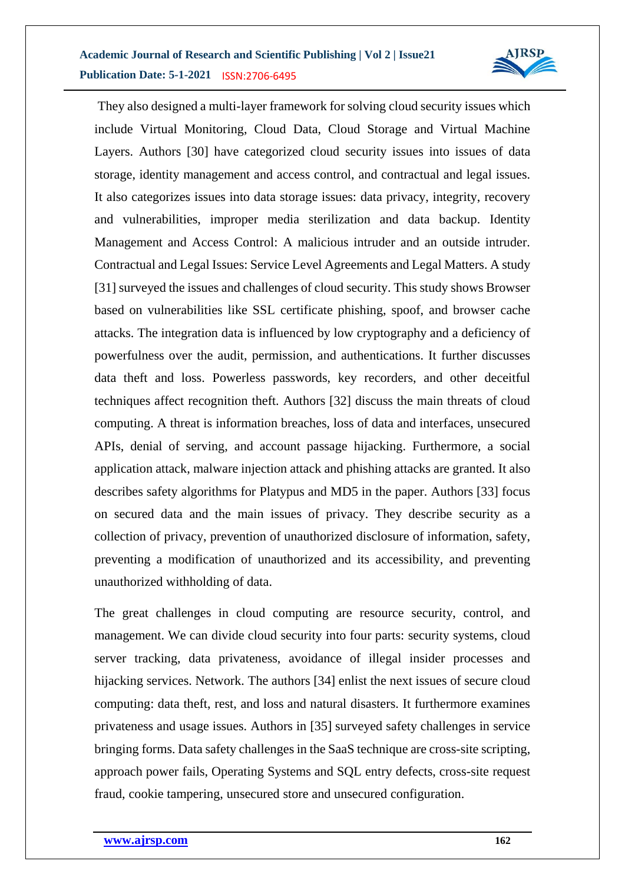They also designed a multi-layer framework for solving cloud security issues which include Virtual Monitoring, Cloud Data, Cloud Storage and Virtual Machine Layers. Authors [30] have categorized cloud security issues into issues of data storage, identity management and access control, and contractual and legal issues. It also categorizes issues into data storage issues: data privacy, integrity, recovery and vulnerabilities, improper media sterilization and data backup. Identity Management and Access Control: A malicious intruder and an outside intruder. Contractual and Legal Issues: Service Level Agreements and Legal Matters. A study [31] surveyed the issues and challenges of cloud security. This study shows Browser based on vulnerabilities like SSL certificate phishing, spoof, and browser cache attacks. The integration data is influenced by low cryptography and a deficiency of powerfulness over the audit, permission, and authentications. It further discusses data theft and loss. Powerless passwords, key recorders, and other deceitful techniques affect recognition theft. Authors [32] discuss the main threats of cloud computing. A threat is information breaches, loss of data and interfaces, unsecured APIs, denial of serving, and account passage hijacking. Furthermore, a social application attack, malware injection attack and phishing attacks are granted. It also describes safety algorithms for Platypus and MD5 in the paper. Authors [33] focus on secured data and the main issues of privacy. They describe security as a collection of privacy, prevention of unauthorized disclosure of information, safety, preventing a modification of unauthorized and its accessibility, and preventing unauthorized withholding of data.

The great challenges in cloud computing are resource security, control, and management. We can divide cloud security into four parts: security systems, cloud server tracking, data privateness, avoidance of illegal insider processes and hijacking services. Network. The authors [34] enlist the next issues of secure cloud computing: data theft, rest, and loss and natural disasters. It furthermore examines privateness and usage issues. Authors in [35] surveyed safety challenges in service bringing forms. Data safety challenges in the SaaS technique are cross-site scripting, approach power fails, Operating Systems and SQL entry defects, cross-site request fraud, cookie tampering, unsecured store and unsecured configuration.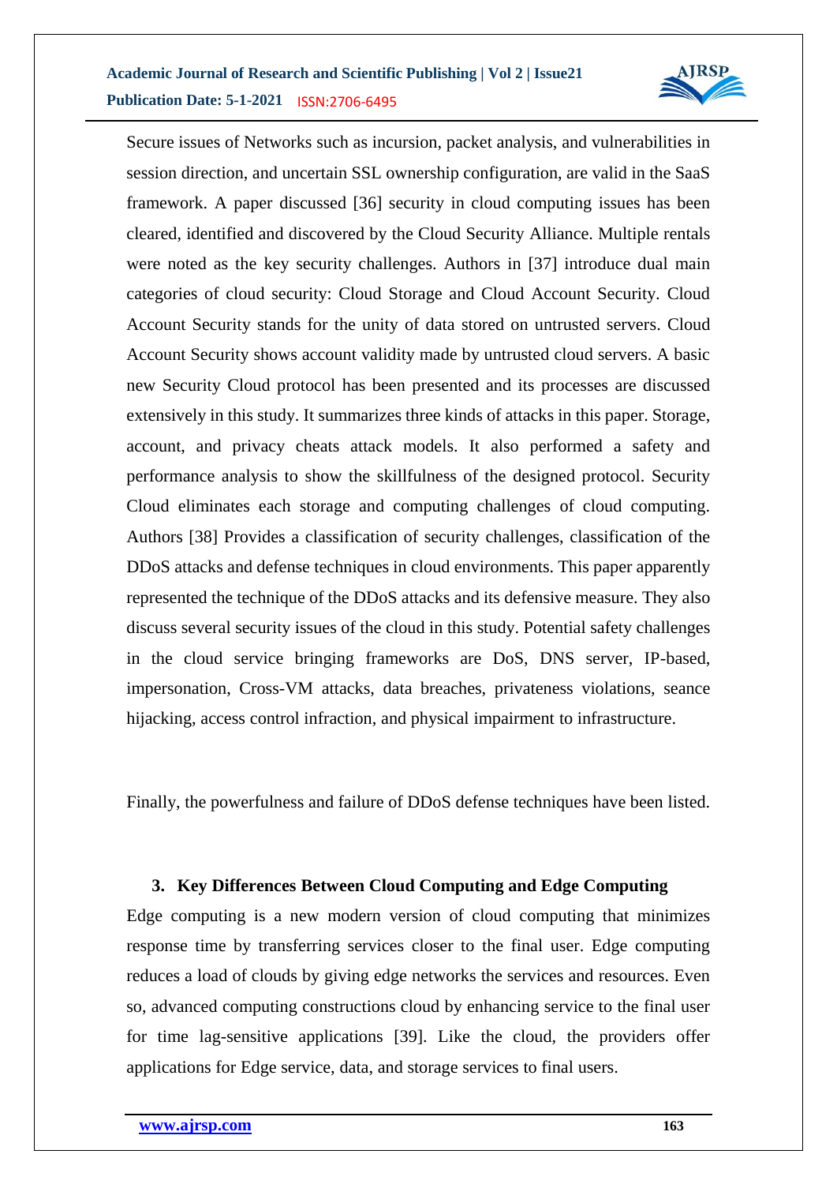Secure issues of Networks such as incursion, packet analysis, and vulnerabilities in session direction, and uncertain SSL ownership configuration, are valid in the SaaS framework. A paper discussed [36] security in cloud computing issues has been cleared, identified and discovered by the Cloud Security Alliance. Multiple rentals were noted as the key security challenges. Authors in [37] introduce dual main categories of cloud security: Cloud Storage and Cloud Account Security. Cloud Account Security stands for the unity of data stored on untrusted servers. Cloud Account Security shows account validity made by untrusted cloud servers. A basic new Security Cloud protocol has been presented and its processes are discussed extensively in this study. It summarizes three kinds of attacks in this paper. Storage, account, and privacy cheats attack models. It also performed a safety and performance analysis to show the skillfulness of the designed protocol. Security Cloud eliminates each storage and computing challenges of cloud computing. Authors [38] Provides a classification of security challenges, classification of the DDoS attacks and defense techniques in cloud environments. This paper apparently represented the technique of the DDoS attacks and its defensive measure. They also discuss several security issues of the cloud in this study. Potential safety challenges in the cloud service bringing frameworks are DoS, DNS server, IP-based, impersonation, Cross-VM attacks, data breaches, privateness violations, seance hijacking, access control infraction, and physical impairment to infrastructure.

Finally, the powerfulness and failure of DDoS defense techniques have been listed.

## 3. Key Differences Between Cloud Computing and Edge Computing

Edge computing is a new modern version of cloud computing that minimizes response time by transferring services closer to the final user. Edge computing reduces a load of clouds by giving edge networks the services and resources. Even so, advanced computing constructions cloud by enhancing service to the final user for time lag-sensitive applications [39]. Like the cloud, the providers offer applications for Edge service, data, and storage services to final users.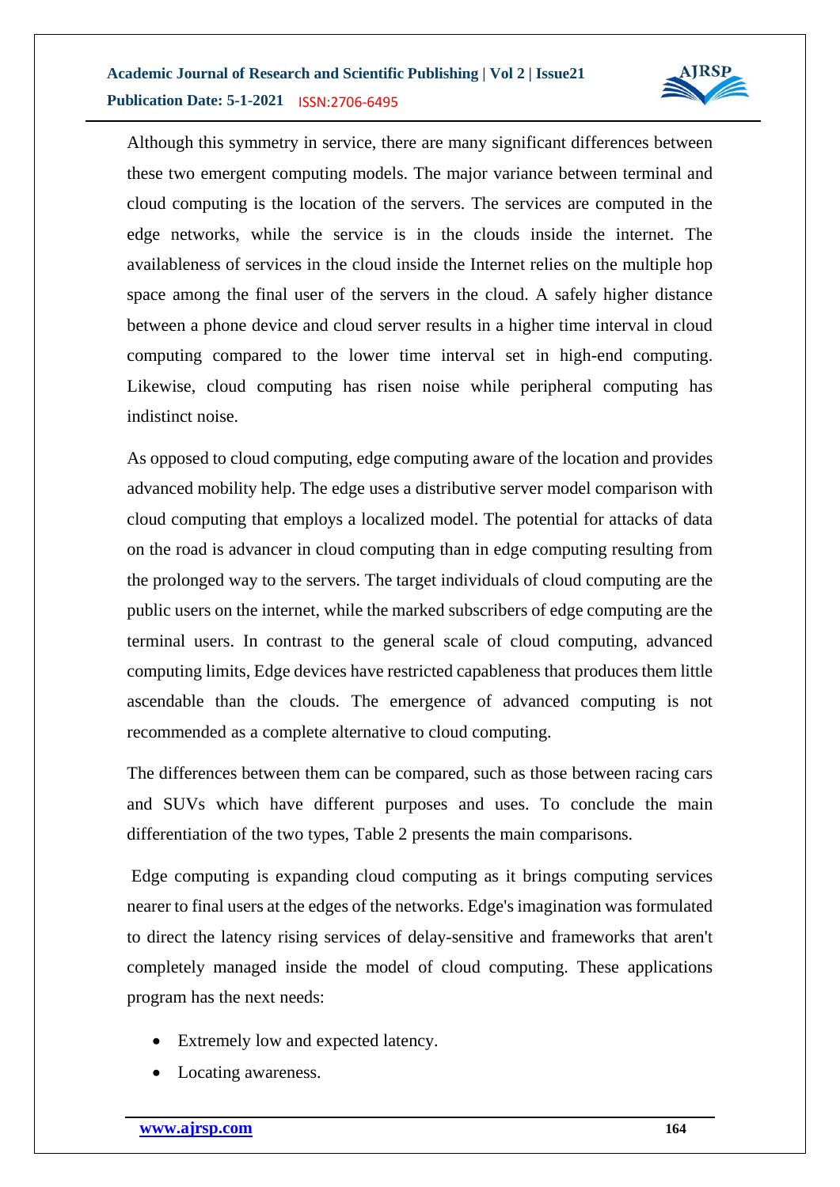Although this symmetry in service, there are many significant differences between these two emergent computing models. The major variance between terminal and cloud computing is the location of the servers. The services are computed in the edge networks, while the service is in the clouds inside the internet. The availableness of services in the cloud inside the Internet relies on the multiple hop space among the final user of the servers in the cloud. A safely higher distance between a phone device and cloud server results in a higher time interval in cloud computing compared to the lower time interval set in high-end computing. Likewise, cloud computing has risen noise while peripheral computing has indistinct noise.

As opposed to cloud computing, edge computing aware of the location and provides advanced mobility help. The edge uses a distributive server model comparison with cloud computing that employs a localized model. The potential for attacks of data on the road is advancer in cloud computing than in edge computing resulting from the prolonged way to the servers. The target individuals of cloud computing are the public users on the internet, while the marked subscribers of edge computing are the terminal users. In contrast to the general scale of cloud computing, advanced computing limits, Edge devices have restricted capableness that produces them little ascendable than the clouds. The emergence of advanced computing is not recommended as a complete alternative to cloud computing.

The differences between them can be compared, such as those between racing cars and SUVs which have different purposes and uses. To conclude the main differentiation of the two types, Table 2 presents the main comparisons.

Edge computing is expanding cloud computing as it brings computing services nearer to final users at the edges of the networks. Edge's imagination was formulated to direct the latency rising services of delay-sensitive and frameworks that aren't completely managed inside the model of cloud computing. These applications program has the next needs:

- Extremely low and expected latency.
- Locating awareness.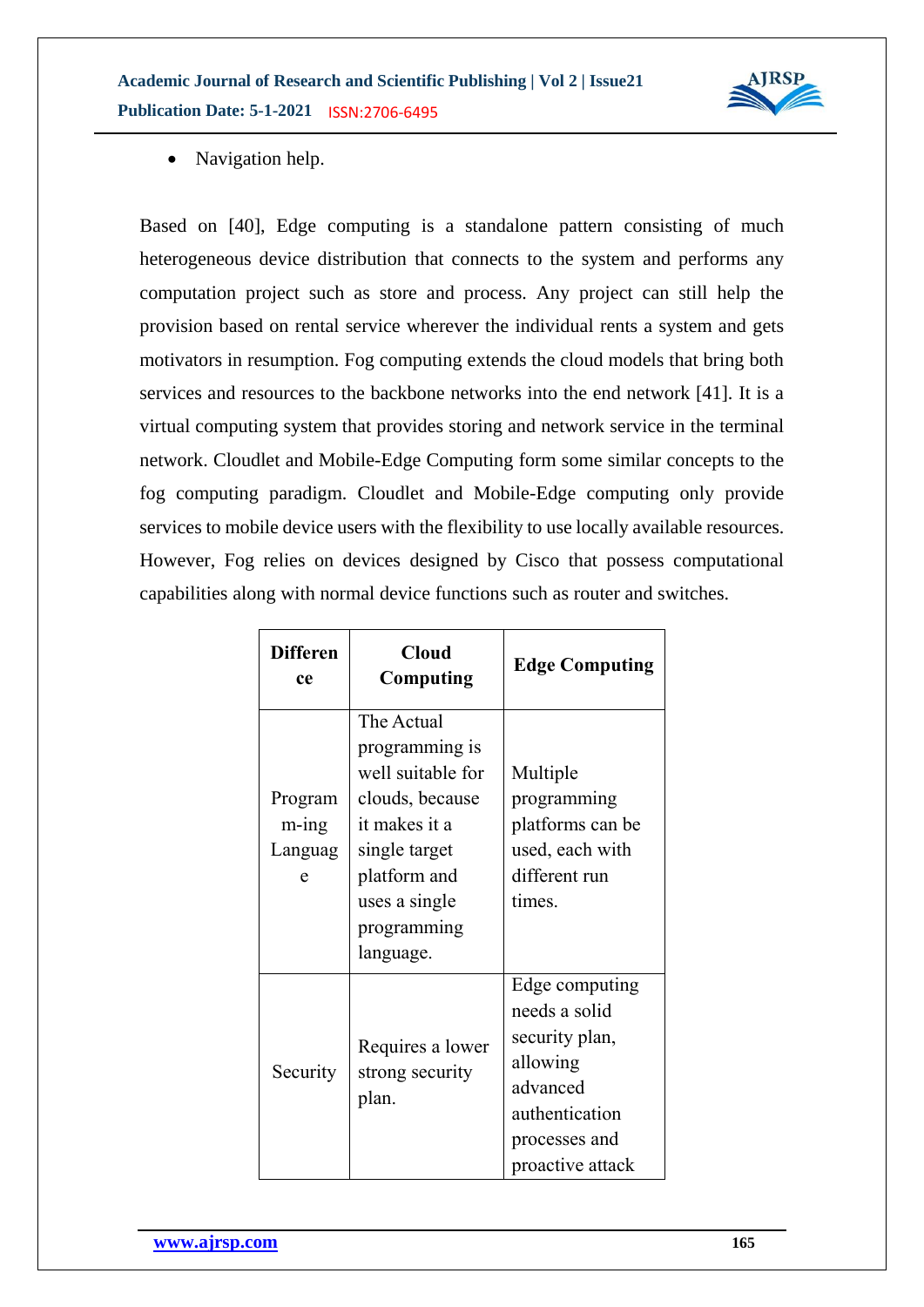- Navigation help.

Based on [40], Edge computing is a standalone pattern consisting of much heterogeneous device distribution that connects to the system and performs any computation project such as store and process. Any project can still help the provision based on rental service wherever the individual rents a system and gets motivators in resumption. Fog computing extends the cloud models that bring both services and resources to the backbone networks into the end network [41]. It is a virtual computing system that provides storing and network service in the terminal network. Cloudlet and Mobile-Edge Computing form some similar concepts to the fog computing paradigm. Cloudlet and Mobile-Edge computing only provide services to mobile device users with the flexibility to use locally available resources. However, Fog relies on devices designed by Cisco that possess computational capabilities along with normal device functions such as router and switches.

| Difference | Cloud Computing | Edge Computing |
|---|---|---|
| Programm-ing Language | The Actual programming is well suitable for clouds, because it makes it a single target platform and uses a single programming language. | Multiple programming platforms can be used, each with different run times. |
| Security | Requires a lower strong security plan. | Edge computing needs a solid security plan, allowing advanced authentication processes and proactive attack |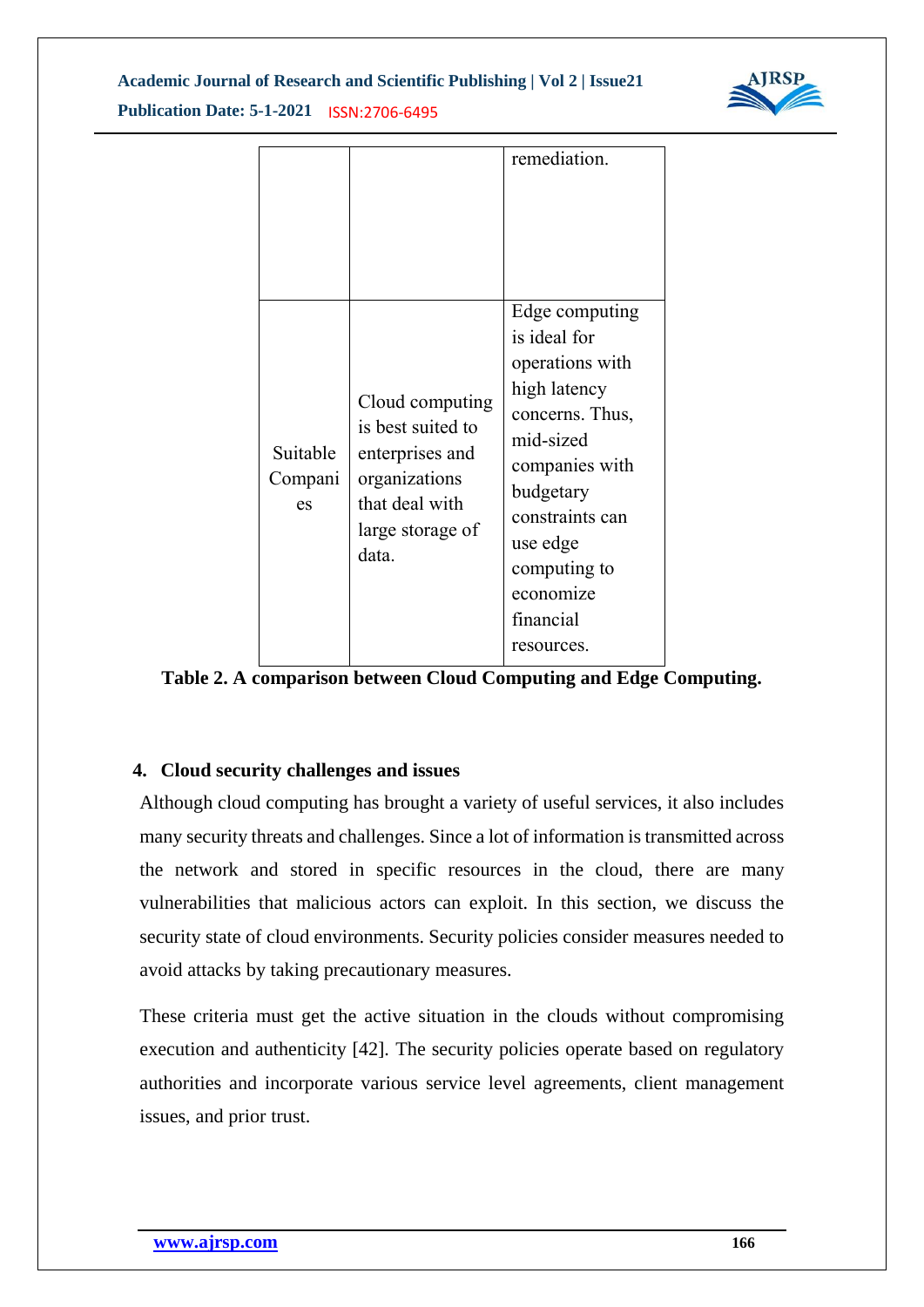|  |  |  |
|---|---|---|
|  |  | remediation. |
| Suitable Companies | Cloud computing is best suited to enterprises and organizations that deal with large storage of data. | Edge computing is ideal for operations with high latency concerns. Thus, mid-sized companies with budgetary constraints can use edge computing to economize financial resources. |

**Table 2. A comparison between Cloud Computing and Edge Computing.**

## 4. Cloud security challenges and issues

Although cloud computing has brought a variety of useful services, it also includes many security threats and challenges. Since a lot of information is transmitted across the network and stored in specific resources in the cloud, there are many vulnerabilities that malicious actors can exploit. In this section, we discuss the security state of cloud environments. Security policies consider measures needed to avoid attacks by taking precautionary measures.

These criteria must get the active situation in the clouds without compromising execution and authenticity [42]. The security policies operate based on regulatory authorities and incorporate various service level agreements, client management issues, and prior trust.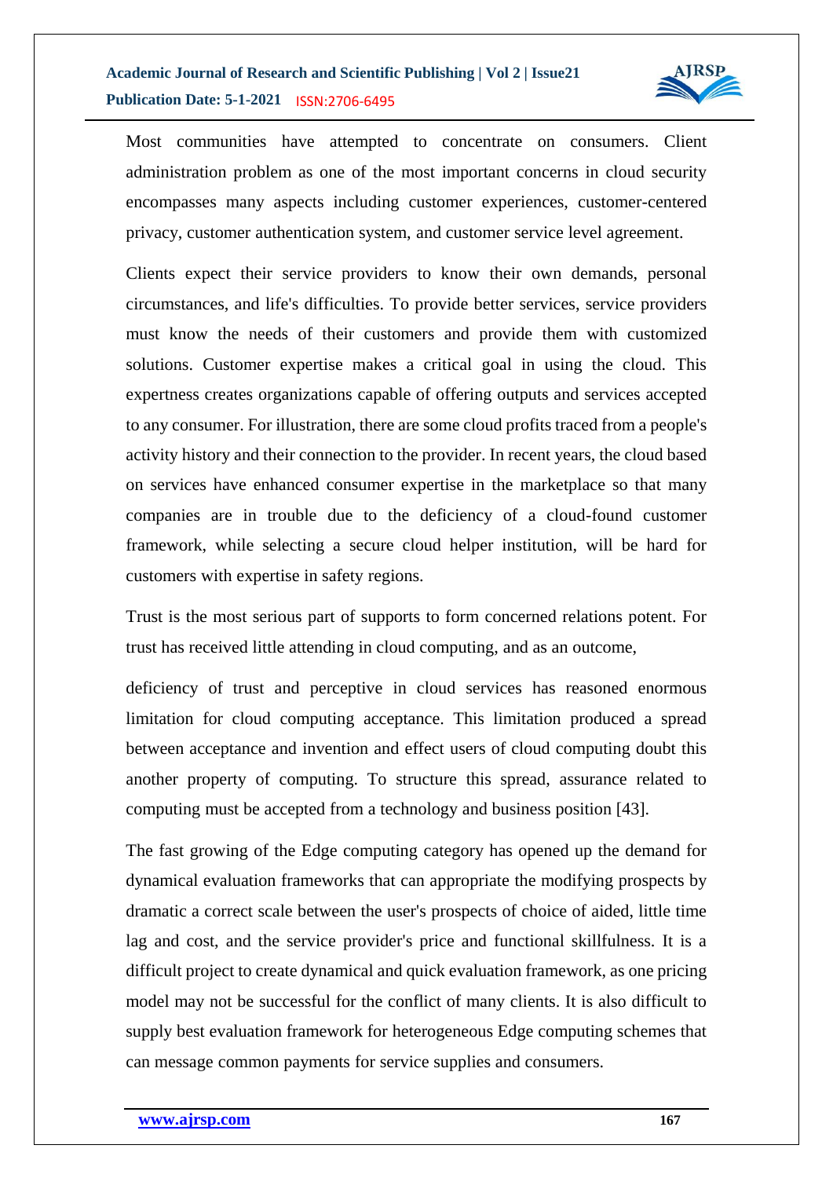Most communities have attempted to concentrate on consumers. Client administration problem as one of the most important concerns in cloud security encompasses many aspects including customer experiences, customer-centered privacy, customer authentication system, and customer service level agreement.

Clients expect their service providers to know their own demands, personal circumstances, and life's difficulties. To provide better services, service providers must know the needs of their customers and provide them with customized solutions. Customer expertise makes a critical goal in using the cloud. This expertness creates organizations capable of offering outputs and services accepted to any consumer. For illustration, there are some cloud profits traced from a people's activity history and their connection to the provider. In recent years, the cloud based on services have enhanced consumer expertise in the marketplace so that many companies are in trouble due to the deficiency of a cloud-found customer framework, while selecting a secure cloud helper institution, will be hard for customers with expertise in safety regions.

Trust is the most serious part of supports to form concerned relations potent. For trust has received little attending in cloud computing, and as an outcome,

deficiency of trust and perceptive in cloud services has reasoned enormous limitation for cloud computing acceptance. This limitation produced a spread between acceptance and invention and effect users of cloud computing doubt this another property of computing. To structure this spread, assurance related to computing must be accepted from a technology and business position [43].

The fast growing of the Edge computing category has opened up the demand for dynamical evaluation frameworks that can appropriate the modifying prospects by dramatic a correct scale between the user's prospects of choice of aided, little time lag and cost, and the service provider's price and functional skillfulness. It is a difficult project to create dynamical and quick evaluation framework, as one pricing model may not be successful for the conflict of many clients. It is also difficult to supply best evaluation framework for heterogeneous Edge computing schemes that can message common payments for service supplies and consumers.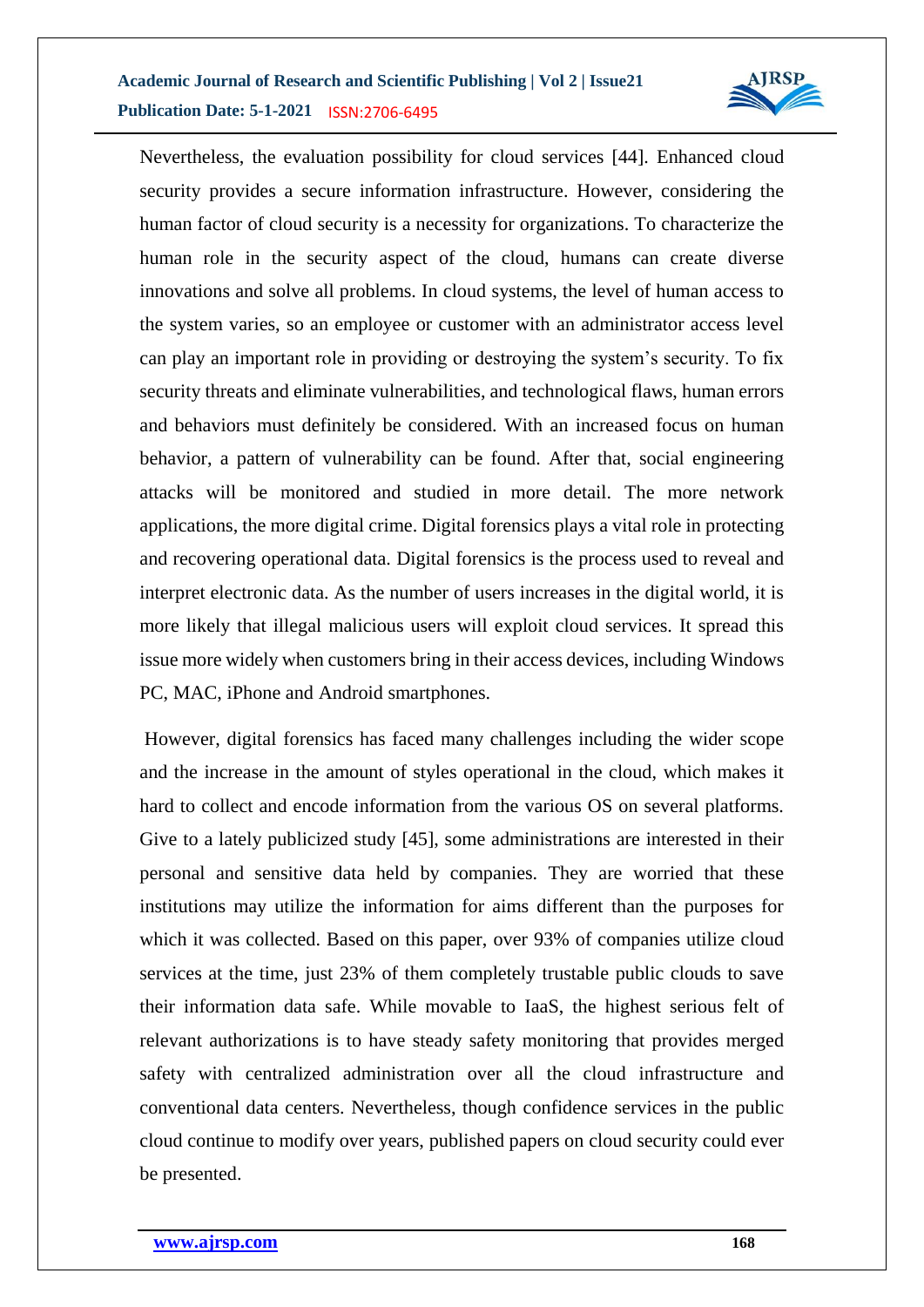Nevertheless, the evaluation possibility for cloud services [44]. Enhanced cloud security provides a secure information infrastructure. However, considering the human factor of cloud security is a necessity for organizations. To characterize the human role in the security aspect of the cloud, humans can create diverse innovations and solve all problems. In cloud systems, the level of human access to the system varies, so an employee or customer with an administrator access level can play an important role in providing or destroying the system's security. To fix security threats and eliminate vulnerabilities, and technological flaws, human errors and behaviors must definitely be considered. With an increased focus on human behavior, a pattern of vulnerability can be found. After that, social engineering attacks will be monitored and studied in more detail. The more network applications, the more digital crime. Digital forensics plays a vital role in protecting and recovering operational data. Digital forensics is the process used to reveal and interpret electronic data. As the number of users increases in the digital world, it is more likely that illegal malicious users will exploit cloud services. It spread this issue more widely when customers bring in their access devices, including Windows PC, MAC, iPhone and Android smartphones.

However, digital forensics has faced many challenges including the wider scope and the increase in the amount of styles operational in the cloud, which makes it hard to collect and encode information from the various OS on several platforms. Give to a lately publicized study [45], some administrations are interested in their personal and sensitive data held by companies. They are worried that these institutions may utilize the information for aims different than the purposes for which it was collected. Based on this paper, over 93% of companies utilize cloud services at the time, just 23% of them completely trustable public clouds to save their information data safe. While movable to IaaS, the highest serious felt of relevant authorizations is to have steady safety monitoring that provides merged safety with centralized administration over all the cloud infrastructure and conventional data centers. Nevertheless, though confidence services in the public cloud continue to modify over years, published papers on cloud security could ever be presented.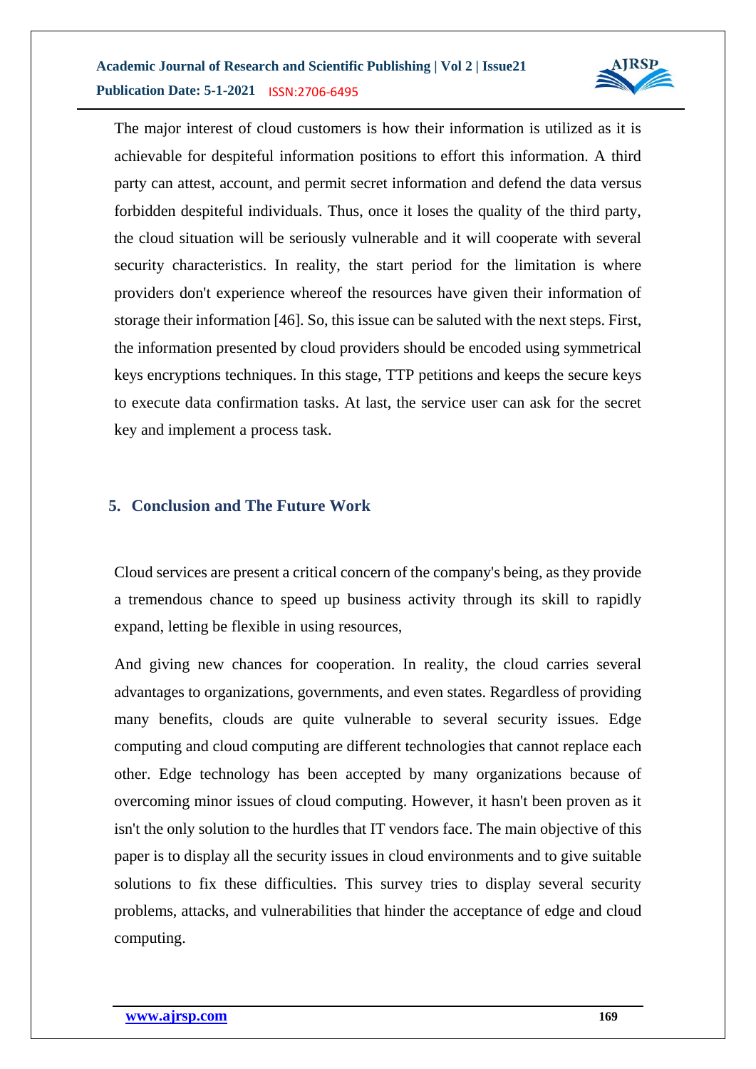The major interest of cloud customers is how their information is utilized as it is achievable for despiteful information positions to effort this information. A third party can attest, account, and permit secret information and defend the data versus forbidden despiteful individuals. Thus, once it loses the quality of the third party, the cloud situation will be seriously vulnerable and it will cooperate with several security characteristics. In reality, the start period for the limitation is where providers don't experience whereof the resources have given their information of storage their information [46]. So, this issue can be saluted with the next steps. First, the information presented by cloud providers should be encoded using symmetrical keys encryptions techniques. In this stage, TTP petitions and keeps the secure keys to execute data confirmation tasks. At last, the service user can ask for the secret key and implement a process task.

## 5. Conclusion and The Future Work

Cloud services are present a critical concern of the company's being, as they provide a tremendous chance to speed up business activity through its skill to rapidly expand, letting be flexible in using resources,

And giving new chances for cooperation. In reality, the cloud carries several advantages to organizations, governments, and even states. Regardless of providing many benefits, clouds are quite vulnerable to several security issues. Edge computing and cloud computing are different technologies that cannot replace each other. Edge technology has been accepted by many organizations because of overcoming minor issues of cloud computing. However, it hasn't been proven as it isn't the only solution to the hurdles that IT vendors face. The main objective of this paper is to display all the security issues in cloud environments and to give suitable solutions to fix these difficulties. This survey tries to display several security problems, attacks, and vulnerabilities that hinder the acceptance of edge and cloud computing.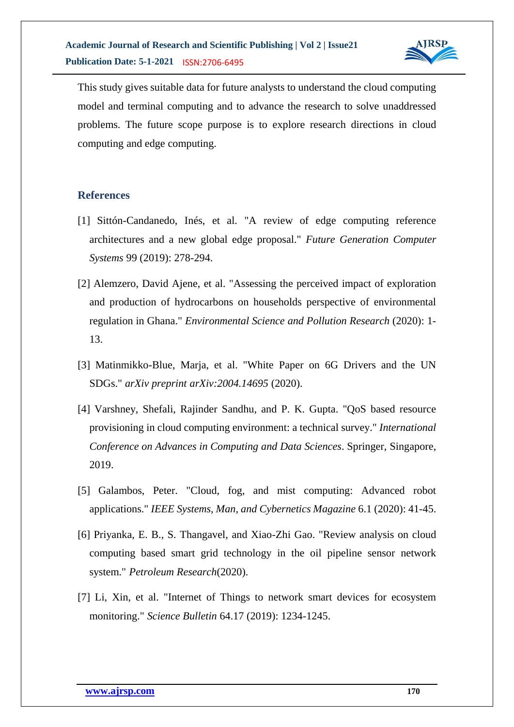This study gives suitable data for future analysts to understand the cloud computing model and terminal computing and to advance the research to solve unaddressed problems. The future scope purpose is to explore research directions in cloud computing and edge computing.

## References

[1] Sittón-Candanedo, Inés, et al. "A review of edge computing reference architectures and a new global edge proposal." *Future Generation Computer Systems* 99 (2019): 278-294.

[2] Alemzero, David Ajene, et al. "Assessing the perceived impact of exploration and production of hydrocarbons on households perspective of environmental regulation in Ghana." *Environmental Science and Pollution Research* (2020): 1-13.

[3] Matinmikko-Blue, Marja, et al. "White Paper on 6G Drivers and the UN SDGs." *arXiv preprint arXiv:2004.14695* (2020).

[4] Varshney, Shefali, Rajinder Sandhu, and P. K. Gupta. "QoS based resource provisioning in cloud computing environment: a technical survey." *International Conference on Advances in Computing and Data Sciences*. Springer, Singapore, 2019.

[5] Galambos, Peter. "Cloud, fog, and mist computing: Advanced robot applications." *IEEE Systems, Man, and Cybernetics Magazine* 6.1 (2020): 41-45.

[6] Priyanka, E. B., S. Thangavel, and Xiao-Zhi Gao. "Review analysis on cloud computing based smart grid technology in the oil pipeline sensor network system." *Petroleum Research*(2020).

[7] Li, Xin, et al. "Internet of Things to network smart devices for ecosystem monitoring." *Science Bulletin* 64.17 (2019): 1234-1245.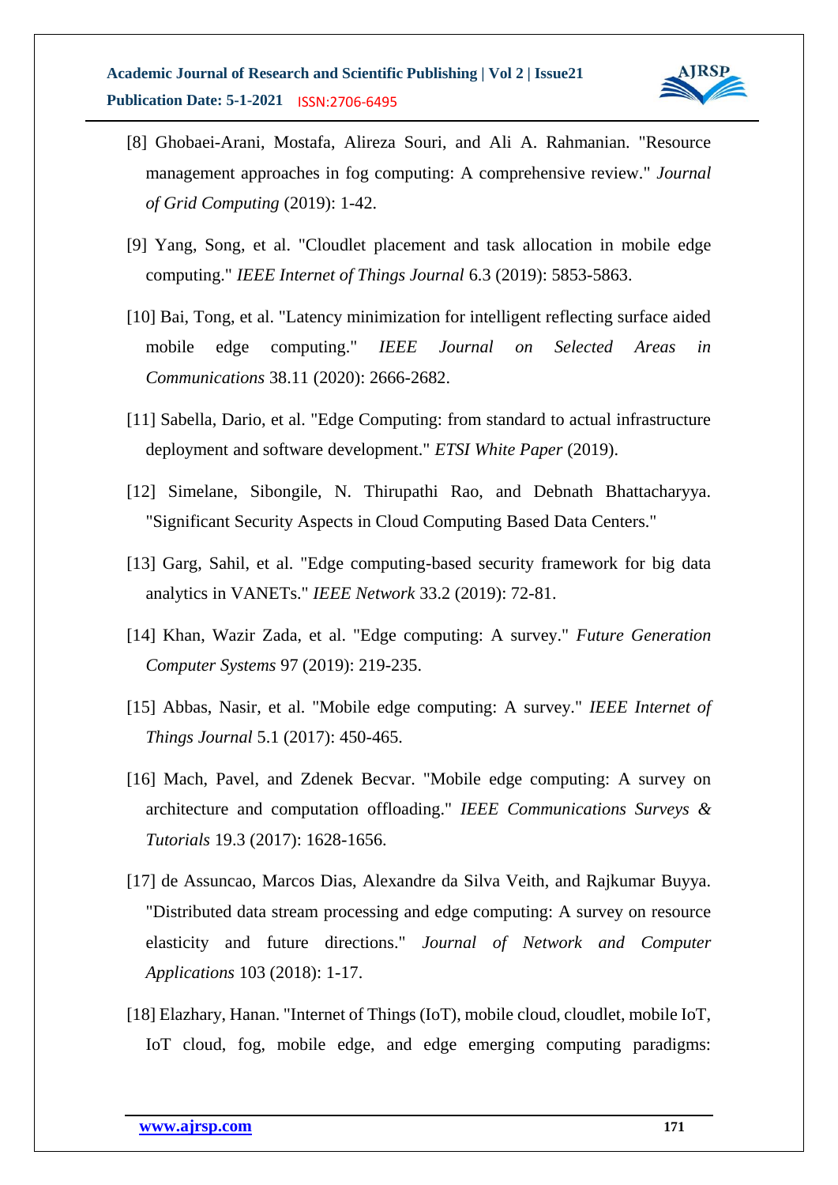[8] Ghobaei-Arani, Mostafa, Alireza Souri, and Ali A. Rahmanian. "Resource management approaches in fog computing: A comprehensive review." *Journal of Grid Computing* (2019): 1-42.

[9] Yang, Song, et al. "Cloudlet placement and task allocation in mobile edge computing." *IEEE Internet of Things Journal* 6.3 (2019): 5853-5863.

[10] Bai, Tong, et al. "Latency minimization for intelligent reflecting surface aided mobile edge computing." *IEEE Journal on Selected Areas in Communications* 38.11 (2020): 2666-2682.

[11] Sabella, Dario, et al. "Edge Computing: from standard to actual infrastructure deployment and software development." *ETSI White Paper* (2019).

[12] Simelane, Sibongile, N. Thirupathi Rao, and Debnath Bhattacharyya. "Significant Security Aspects in Cloud Computing Based Data Centers."

[13] Garg, Sahil, et al. "Edge computing-based security framework for big data analytics in VANETs." *IEEE Network* 33.2 (2019): 72-81.

[14] Khan, Wazir Zada, et al. "Edge computing: A survey." *Future Generation Computer Systems* 97 (2019): 219-235.

[15] Abbas, Nasir, et al. "Mobile edge computing: A survey." *IEEE Internet of Things Journal* 5.1 (2017): 450-465.

[16] Mach, Pavel, and Zdenek Becvar. "Mobile edge computing: A survey on architecture and computation offloading." *IEEE Communications Surveys & Tutorials* 19.3 (2017): 1628-1656.

[17] de Assuncao, Marcos Dias, Alexandre da Silva Veith, and Rajkumar Buyya. "Distributed data stream processing and edge computing: A survey on resource elasticity and future directions." *Journal of Network and Computer Applications* 103 (2018): 1-17.

[18] Elazhary, Hanan. "Internet of Things (IoT), mobile cloud, cloudlet, mobile IoT, IoT cloud, fog, mobile edge, and edge emerging computing paradigms: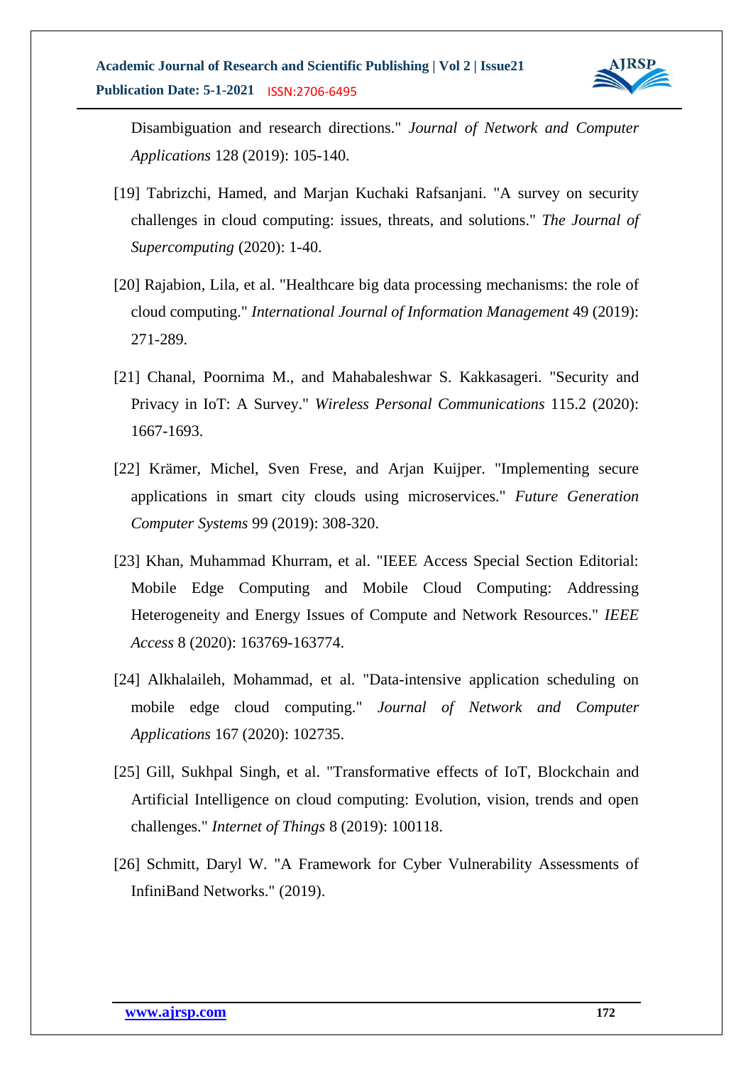Disambiguation and research directions." *Journal of Network and Computer Applications* 128 (2019): 105-140.

[19] Tabrizchi, Hamed, and Marjan Kuchaki Rafsanjani. "A survey on security challenges in cloud computing: issues, threats, and solutions." *The Journal of Supercomputing* (2020): 1-40.

[20] Rajabion, Lila, et al. "Healthcare big data processing mechanisms: the role of cloud computing." *International Journal of Information Management* 49 (2019): 271-289.

[21] Chanal, Poornima M., and Mahabaleshwar S. Kakkasageri. "Security and Privacy in IoT: A Survey." *Wireless Personal Communications* 115.2 (2020): 1667-1693.

[22] Krämer, Michel, Sven Frese, and Arjan Kuijper. "Implementing secure applications in smart city clouds using microservices." *Future Generation Computer Systems* 99 (2019): 308-320.

[23] Khan, Muhammad Khurram, et al. "IEEE Access Special Section Editorial: Mobile Edge Computing and Mobile Cloud Computing: Addressing Heterogeneity and Energy Issues of Compute and Network Resources." *IEEE Access* 8 (2020): 163769-163774.

[24] Alkhalaileh, Mohammad, et al. "Data-intensive application scheduling on mobile edge cloud computing." *Journal of Network and Computer Applications* 167 (2020): 102735.

[25] Gill, Sukhpal Singh, et al. "Transformative effects of IoT, Blockchain and Artificial Intelligence on cloud computing: Evolution, vision, trends and open challenges." *Internet of Things* 8 (2019): 100118.

[26] Schmitt, Daryl W. "A Framework for Cyber Vulnerability Assessments of InfiniBand Networks." (2019).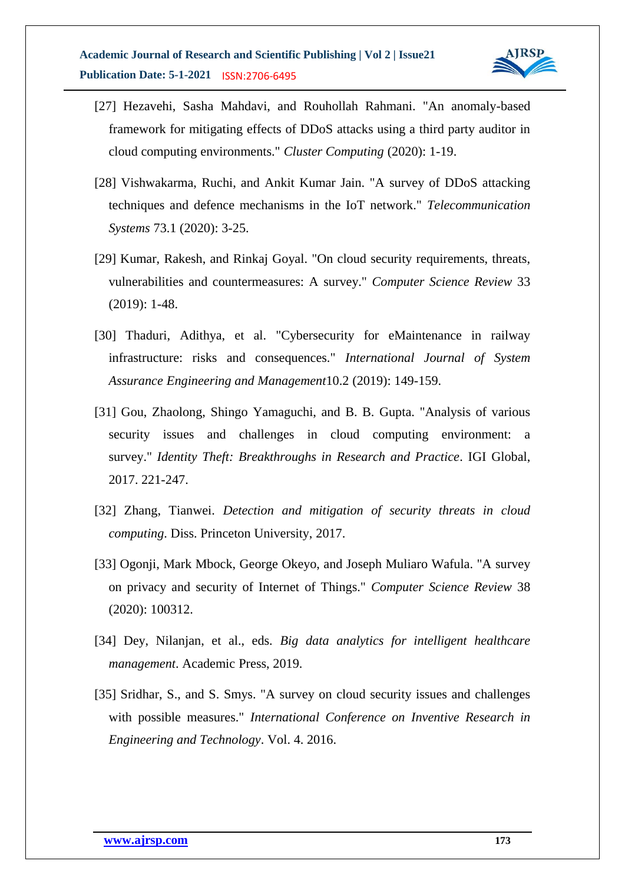[27] Hezavehi, Sasha Mahdavi, and Rouhollah Rahmani. "An anomaly-based framework for mitigating effects of DDoS attacks using a third party auditor in cloud computing environments." *Cluster Computing* (2020): 1-19.

[28] Vishwakarma, Ruchi, and Ankit Kumar Jain. "A survey of DDoS attacking techniques and defence mechanisms in the IoT network." *Telecommunication Systems* 73.1 (2020): 3-25.

[29] Kumar, Rakesh, and Rinkaj Goyal. "On cloud security requirements, threats, vulnerabilities and countermeasures: A survey." *Computer Science Review* 33 (2019): 1-48.

[30] Thaduri, Adithya, et al. "Cybersecurity for eMaintenance in railway infrastructure: risks and consequences." *International Journal of System Assurance Engineering and Management*10.2 (2019): 149-159.

[31] Gou, Zhaolong, Shingo Yamaguchi, and B. B. Gupta. "Analysis of various security issues and challenges in cloud computing environment: a survey." *Identity Theft: Breakthroughs in Research and Practice*. IGI Global, 2017. 221-247.

[32] Zhang, Tianwei. *Detection and mitigation of security threats in cloud computing*. Diss. Princeton University, 2017.

[33] Ogonji, Mark Mbock, George Okeyo, and Joseph Muliaro Wafula. "A survey on privacy and security of Internet of Things." *Computer Science Review* 38 (2020): 100312.

[34] Dey, Nilanjan, et al., eds. *Big data analytics for intelligent healthcare management*. Academic Press, 2019.

[35] Sridhar, S., and S. Smys. "A survey on cloud security issues and challenges with possible measures." *International Conference on Inventive Research in Engineering and Technology*. Vol. 4. 2016.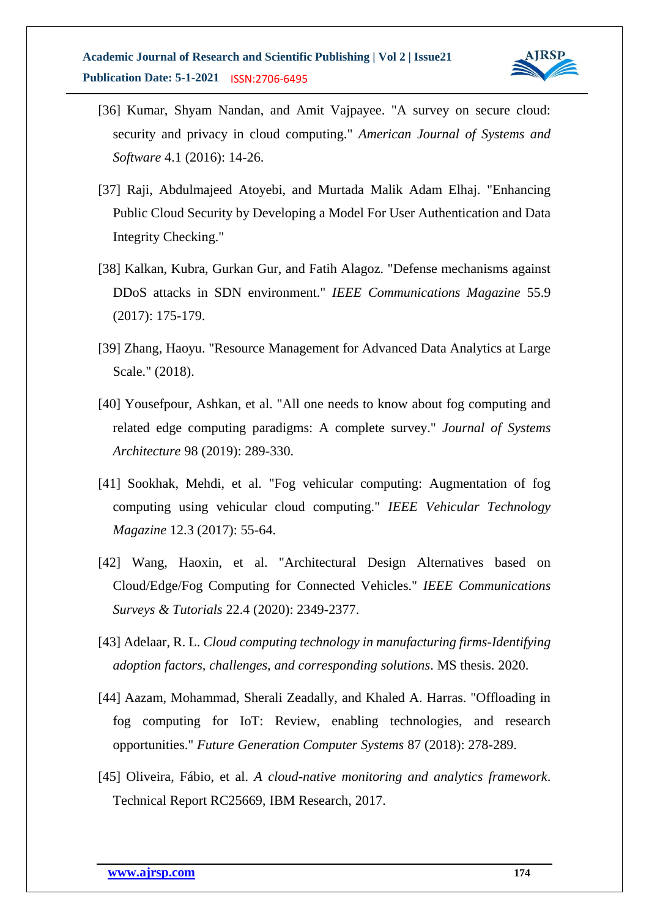[36] Kumar, Shyam Nandan, and Amit Vajpayee. "A survey on secure cloud: security and privacy in cloud computing." *American Journal of Systems and Software* 4.1 (2016): 14-26.

[37] Raji, Abdulmajeed Atoyebi, and Murtada Malik Adam Elhaj. "Enhancing Public Cloud Security by Developing a Model For User Authentication and Data Integrity Checking."

[38] Kalkan, Kubra, Gurkan Gur, and Fatih Alagoz. "Defense mechanisms against DDoS attacks in SDN environment." *IEEE Communications Magazine* 55.9 (2017): 175-179.

[39] Zhang, Haoyu. "Resource Management for Advanced Data Analytics at Large Scale." (2018).

[40] Yousefpour, Ashkan, et al. "All one needs to know about fog computing and related edge computing paradigms: A complete survey." *Journal of Systems Architecture* 98 (2019): 289-330.

[41] Sookhak, Mehdi, et al. "Fog vehicular computing: Augmentation of fog computing using vehicular cloud computing." *IEEE Vehicular Technology Magazine* 12.3 (2017): 55-64.

[42] Wang, Haoxin, et al. "Architectural Design Alternatives based on Cloud/Edge/Fog Computing for Connected Vehicles." *IEEE Communications Surveys & Tutorials* 22.4 (2020): 2349-2377.

[43] Adelaar, R. L. *Cloud computing technology in manufacturing firms-Identifying adoption factors, challenges, and corresponding solutions*. MS thesis. 2020.

[44] Aazam, Mohammad, Sherali Zeadally, and Khaled A. Harras. "Offloading in fog computing for IoT: Review, enabling technologies, and research opportunities." *Future Generation Computer Systems* 87 (2018): 278-289.

[45] Oliveira, Fábio, et al. *A cloud-native monitoring and analytics framework*. Technical Report RC25669, IBM Research, 2017.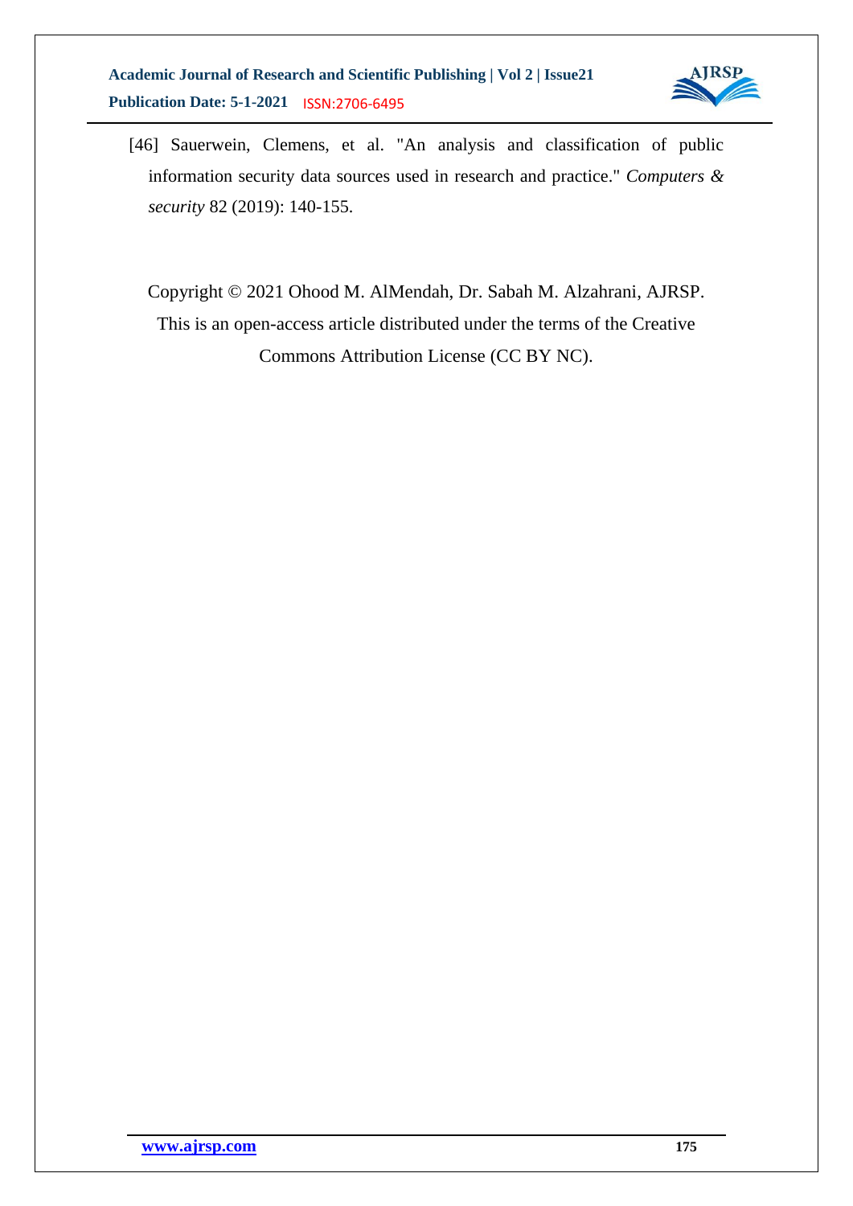[46] Sauerwein, Clemens, et al. "An analysis and classification of public information security data sources used in research and practice." *Computers & security* 82 (2019): 140-155.

Copyright © 2021 Ohood M. AlMendah, Dr. Sabah M. Alzahrani, AJRSP. This is an open-access article distributed under the terms of the Creative Commons Attribution License (CC BY NC).